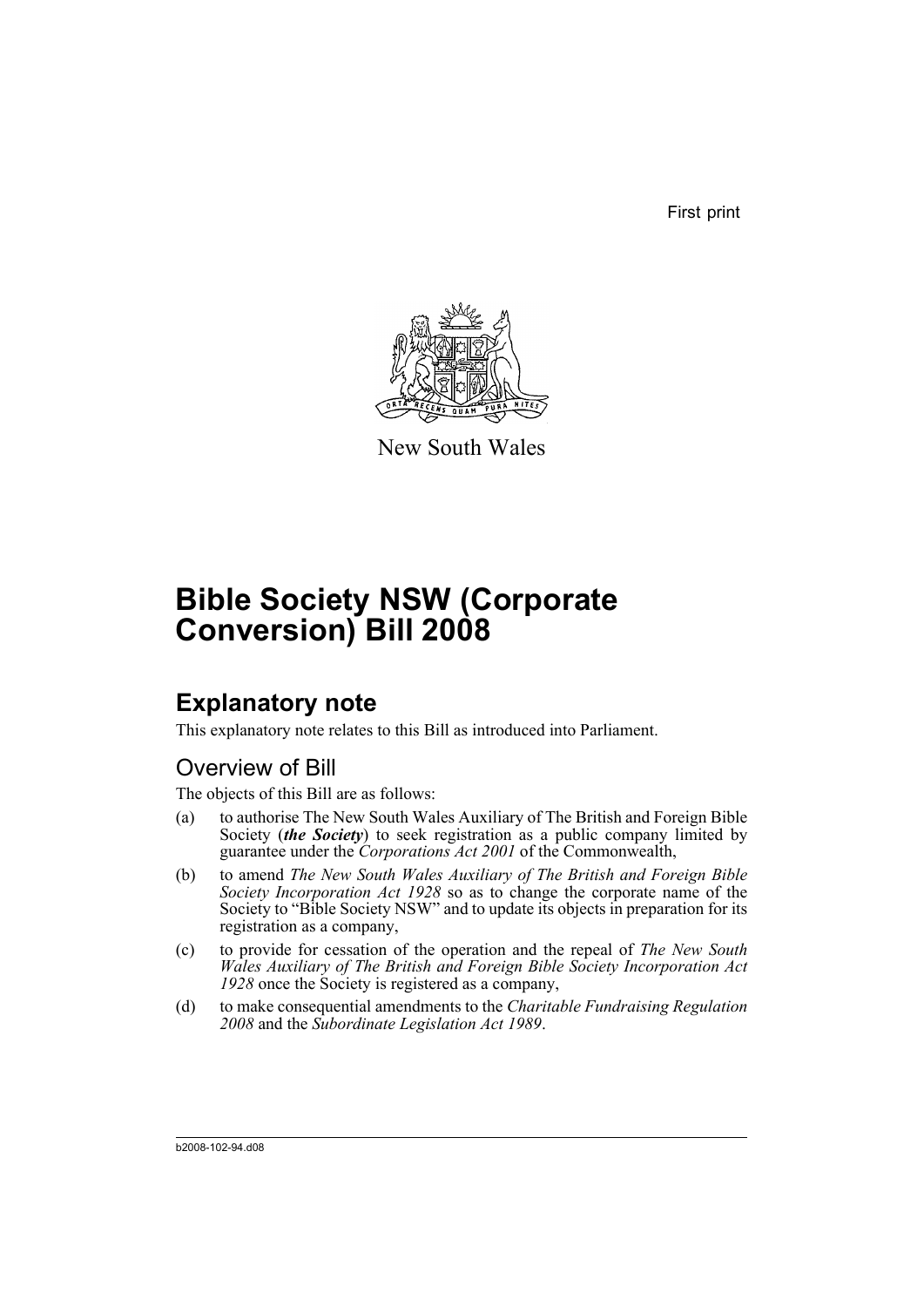First print

New South Wales

# Bible Society NSW (Corporate Conversion) Bill 2008

## Explanatory note

This explanatory note relates to this Bill as introduced into Parliament.

### Overview of Bill

The objects of this Bill are as follows:

(a) to authorise The New South Wales Auxiliary of The British and Foreign Bible Society (***the Society***) to seek registration as a public company limited by guarantee under the *Corporations Act 2001* of the Commonwealth,

(b) to amend *The New South Wales Auxiliary of The British and Foreign Bible Society Incorporation Act 1928* so as to change the corporate name of the Society to "Bible Society NSW" and to update its objects in preparation for its registration as a company,

(c) to provide for cessation of the operation and the repeal of *The New South Wales Auxiliary of The British and Foreign Bible Society Incorporation Act 1928* once the Society is registered as a company,

(d) to make consequential amendments to the *Charitable Fundraising Regulation 2008* and the *Subordinate Legislation Act 1989*.

b2008-102-94.d08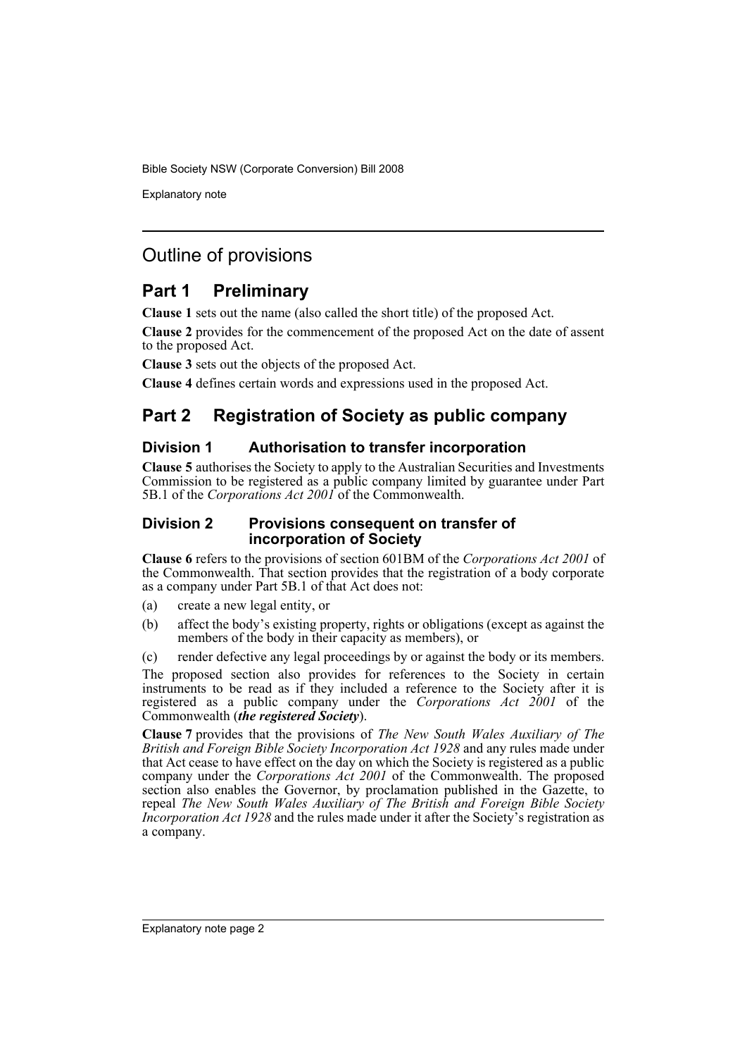# Outline of provisions

## Part 1 Preliminary

**Clause 1** sets out the name (also called the short title) of the proposed Act.

**Clause 2** provides for the commencement of the proposed Act on the date of assent to the proposed Act.

**Clause 3** sets out the objects of the proposed Act.

**Clause 4** defines certain words and expressions used in the proposed Act.

## Part 2 Registration of Society as public company

### Division 1 Authorisation to transfer incorporation

**Clause 5** authorises the Society to apply to the Australian Securities and Investments Commission to be registered as a public company limited by guarantee under Part 5B.1 of the *Corporations Act 2001* of the Commonwealth.

### Division 2 Provisions consequent on transfer of incorporation of Society

**Clause 6** refers to the provisions of section 601BM of the *Corporations Act 2001* of the Commonwealth. That section provides that the registration of a body corporate as a company under Part 5B.1 of that Act does not:

(a) create a new legal entity, or

(b) affect the body's existing property, rights or obligations (except as against the members of the body in their capacity as members), or

(c) render defective any legal proceedings by or against the body or its members.

The proposed section also provides for references to the Society in certain instruments to be read as if they included a reference to the Society after it is registered as a public company under the *Corporations Act 2001* of the Commonwealth (***the registered Society***).

**Clause 7** provides that the provisions of *The New South Wales Auxiliary of The British and Foreign Bible Society Incorporation Act 1928* and any rules made under that Act cease to have effect on the day on which the Society is registered as a public company under the *Corporations Act 2001* of the Commonwealth. The proposed section also enables the Governor, by proclamation published in the Gazette, to repeal *The New South Wales Auxiliary of The British and Foreign Bible Society Incorporation Act 1928* and the rules made under it after the Society's registration as a company.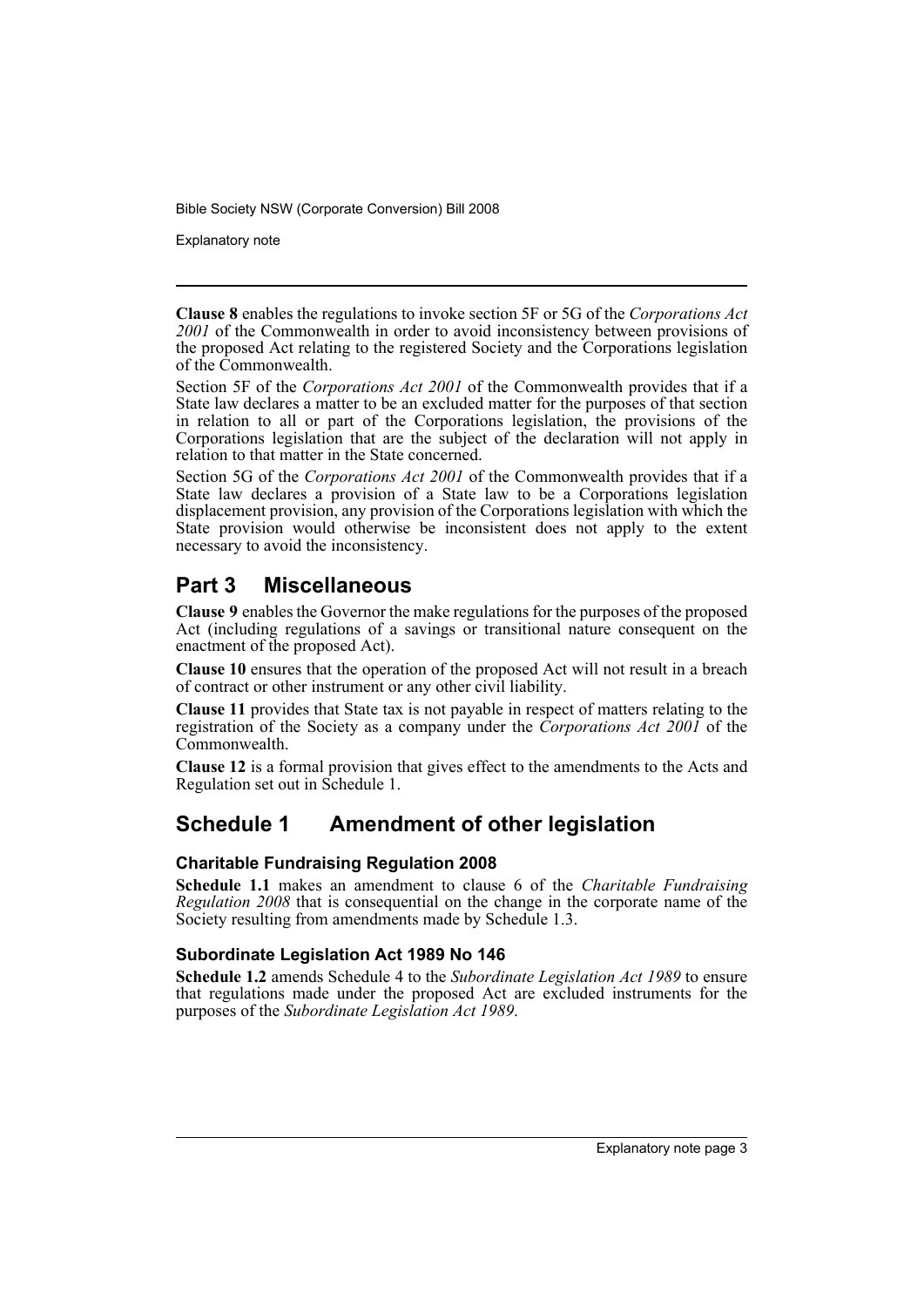**Clause 8** enables the regulations to invoke section 5F or 5G of the *Corporations Act 2001* of the Commonwealth in order to avoid inconsistency between provisions of the proposed Act relating to the registered Society and the Corporations legislation of the Commonwealth.

Section 5F of the *Corporations Act 2001* of the Commonwealth provides that if a State law declares a matter to be an excluded matter for the purposes of that section in relation to all or part of the Corporations legislation, the provisions of the Corporations legislation that are the subject of the declaration will not apply in relation to that matter in the State concerned.

Section 5G of the *Corporations Act 2001* of the Commonwealth provides that if a State law declares a provision of a State law to be a Corporations legislation displacement provision, any provision of the Corporations legislation with which the State provision would otherwise be inconsistent does not apply to the extent necessary to avoid the inconsistency.

## Part 3 Miscellaneous

**Clause 9** enables the Governor the make regulations for the purposes of the proposed Act (including regulations of a savings or transitional nature consequent on the enactment of the proposed Act).

**Clause 10** ensures that the operation of the proposed Act will not result in a breach of contract or other instrument or any other civil liability.

**Clause 11** provides that State tax is not payable in respect of matters relating to the registration of the Society as a company under the *Corporations Act 2001* of the Commonwealth.

**Clause 12** is a formal provision that gives effect to the amendments to the Acts and Regulation set out in Schedule 1.

## Schedule 1 Amendment of other legislation

### Charitable Fundraising Regulation 2008

**Schedule 1.1** makes an amendment to clause 6 of the *Charitable Fundraising Regulation 2008* that is consequential on the change in the corporate name of the Society resulting from amendments made by Schedule 1.3.

### Subordinate Legislation Act 1989 No 146

**Schedule 1.2** amends Schedule 4 to the *Subordinate Legislation Act 1989* to ensure that regulations made under the proposed Act are excluded instruments for the purposes of the *Subordinate Legislation Act 1989*.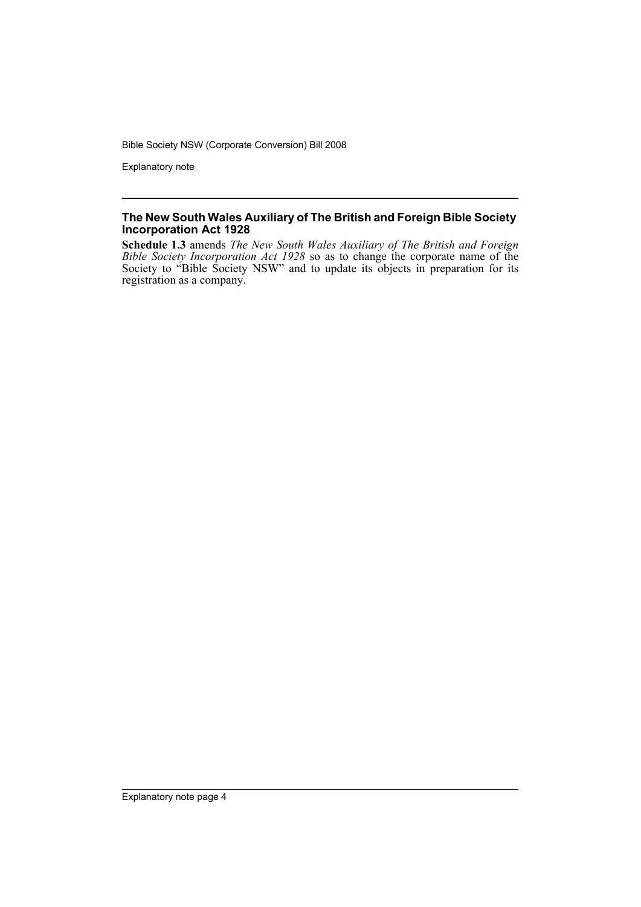### The New South Wales Auxiliary of The British and Foreign Bible Society Incorporation Act 1928

**Schedule 1.3** amends *The New South Wales Auxiliary of The British and Foreign Bible Society Incorporation Act 1928* so as to change the corporate name of the Society to "Bible Society NSW" and to update its objects in preparation for its registration as a company.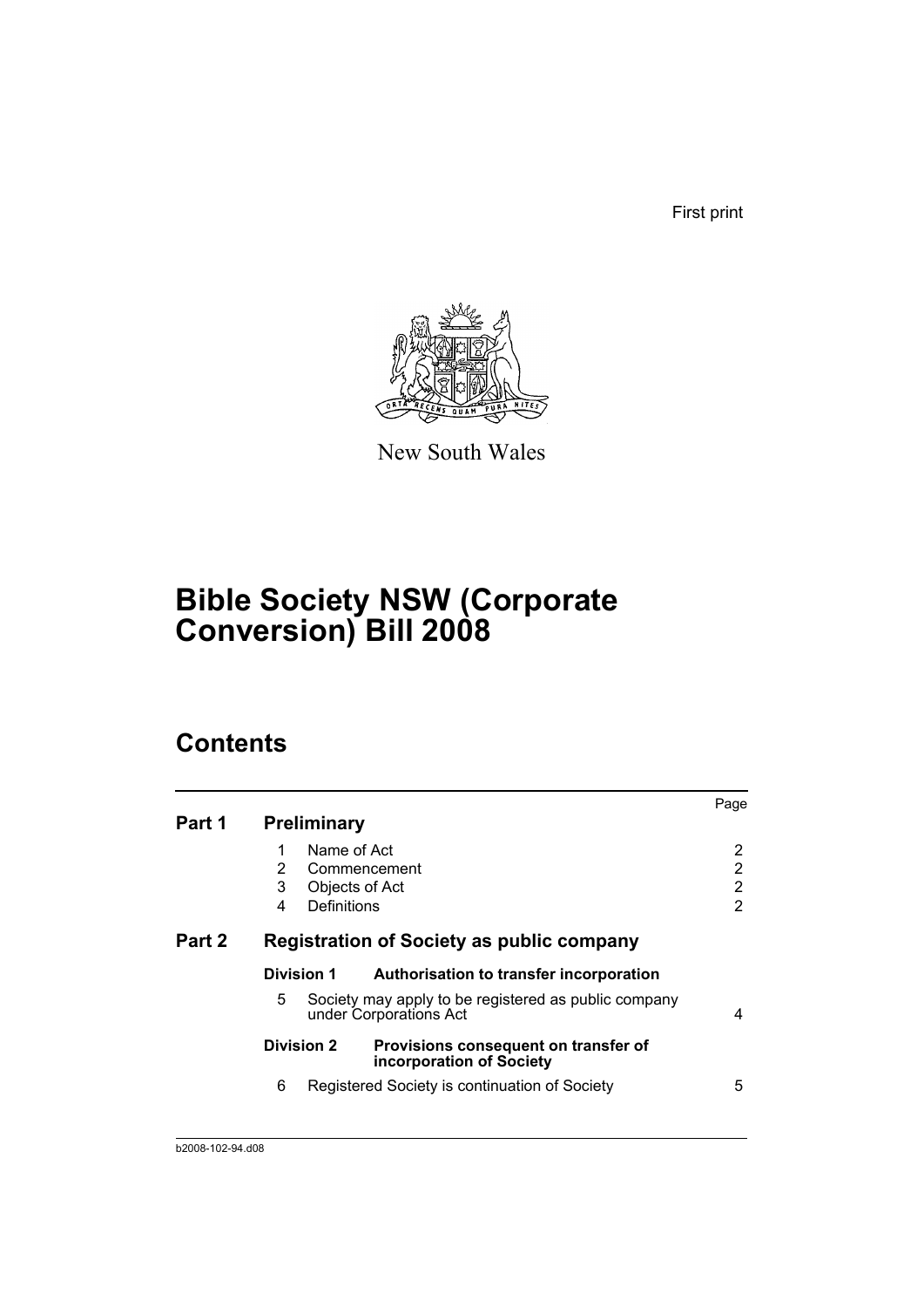First print

New South Wales

# Bible Society NSW (Corporate Conversion) Bill 2008

## Contents

| | | | Page |
|---|---|---|---|
| **Part 1** | **Preliminary** | | |
| | 1 | Name of Act | 2 |
| | 2 | Commencement | 2 |
| | 3 | Objects of Act | 2 |
| | 4 | Definitions | 2 |
| **Part 2** | **Registration of Society as public company** | | |
| | **Division 1** | **Authorisation to transfer incorporation** | |
| | 5 | Society may apply to be registered as public company under Corporations Act | 4 |
| | **Division 2** | **Provisions consequent on transfer of incorporation of Society** | |
| | 6 | Registered Society is continuation of Society | 5 |

b2008-102-94.d08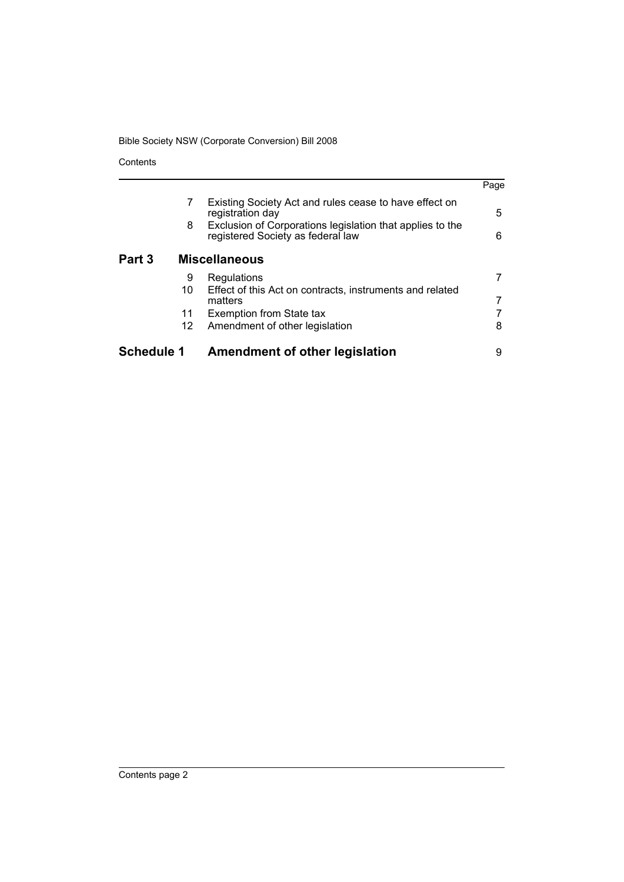| | | | Page |
|---|---|---|---|
| | 7 | Existing Society Act and rules cease to have effect on registration day | 5 |
| | 8 | Exclusion of Corporations legislation that applies to the registered Society as federal law | 6 |
| **Part 3** | | **Miscellaneous** | |
| | 9 | Regulations | 7 |
| | 10 | Effect of this Act on contracts, instruments and related matters | 7 |
| | 11 | Exemption from State tax | 7 |
| | 12 | Amendment of other legislation | 8 |
| **Schedule 1** | | **Amendment of other legislation** | 9 |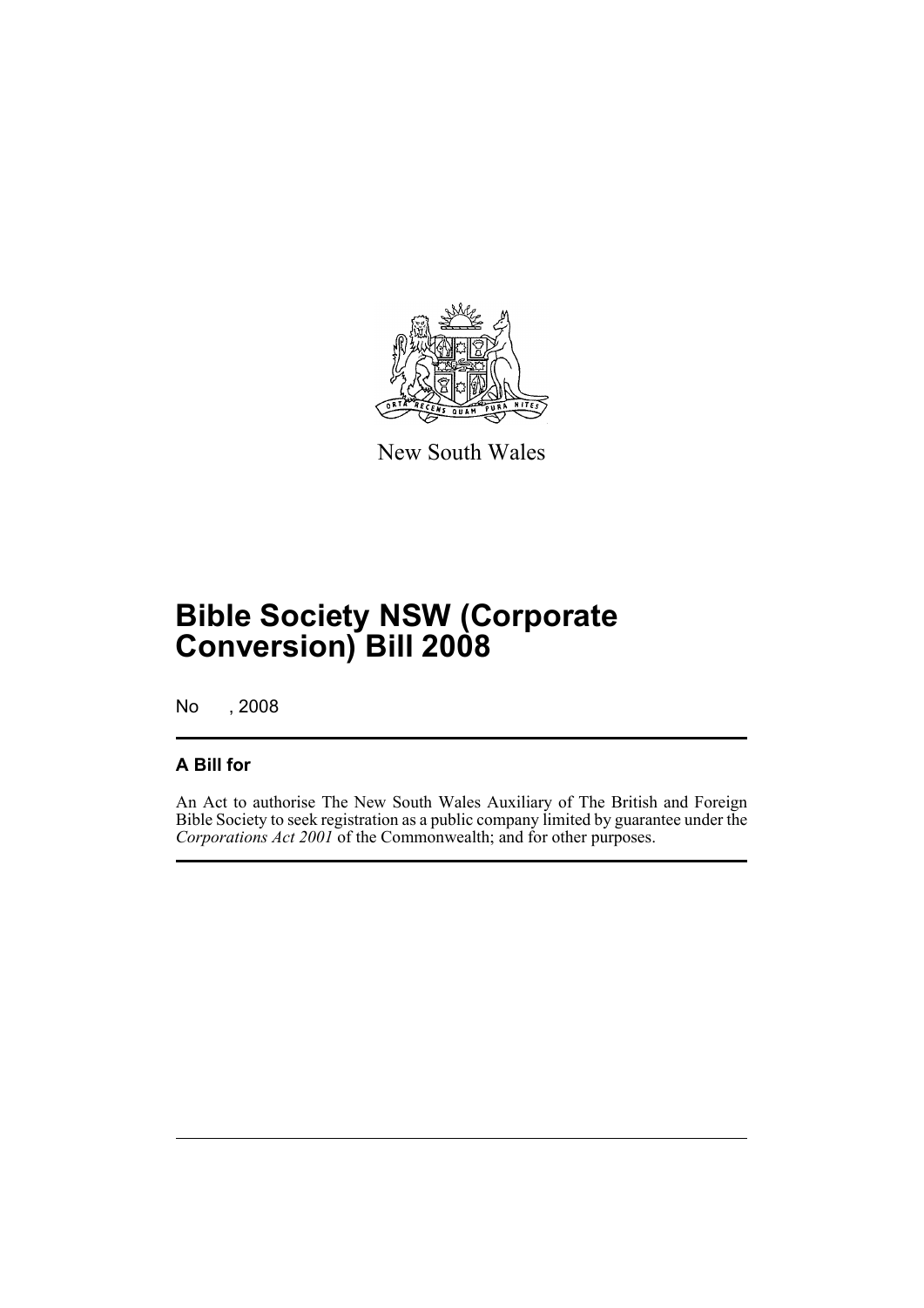New South Wales

# Bible Society NSW (Corporate Conversion) Bill 2008

No , 2008

## A Bill for

An Act to authorise The New South Wales Auxiliary of The British and Foreign Bible Society to seek registration as a public company limited by guarantee under the *Corporations Act 2001* of the Commonwealth; and for other purposes.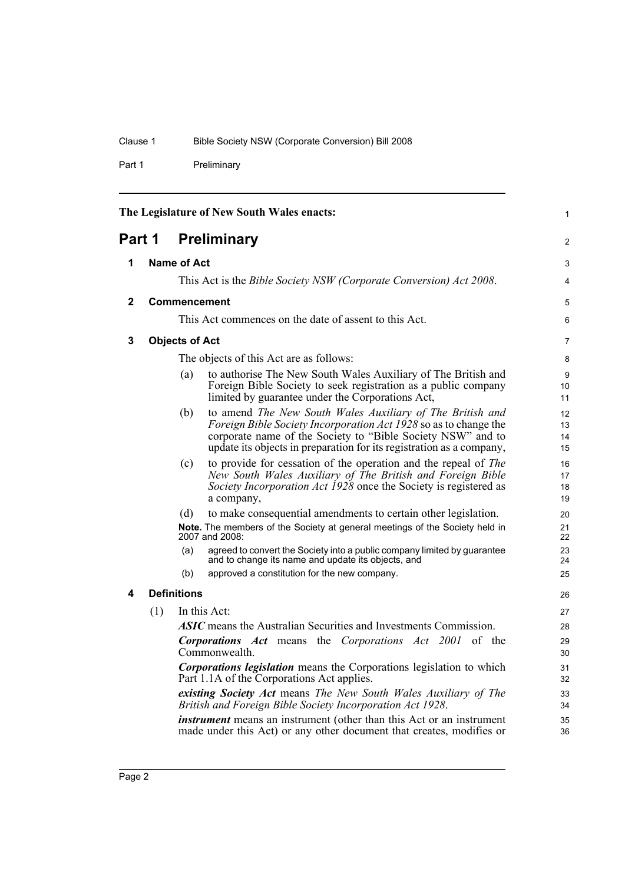The Legislature of New South Wales enacts:

# Part 1 Preliminary

## 1 Name of Act

This Act is the *Bible Society NSW (Corporate Conversion) Act 2008*.

## 2 Commencement

This Act commences on the date of assent to this Act.

## 3 Objects of Act

The objects of this Act are as follows:

(a) to authorise The New South Wales Auxiliary of The British and Foreign Bible Society to seek registration as a public company limited by guarantee under the Corporations Act,

(b) to amend *The New South Wales Auxiliary of The British and Foreign Bible Society Incorporation Act 1928* so as to change the corporate name of the Society to "Bible Society NSW" and to update its objects in preparation for its registration as a company,

(c) to provide for cessation of the operation and the repeal of *The New South Wales Auxiliary of The British and Foreign Bible Society Incorporation Act 1928* once the Society is registered as a company,

(d) to make consequential amendments to certain other legislation.

**Note.** The members of the Society at general meetings of the Society held in 2007 and 2008:

(a) agreed to convert the Society into a public company limited by guarantee and to change its name and update its objects, and

(b) approved a constitution for the new company.

## 4 Definitions

(1) In this Act:

***ASIC*** means the Australian Securities and Investments Commission.

***Corporations Act*** means the *Corporations Act 2001* of the Commonwealth.

***Corporations legislation*** means the Corporations legislation to which Part 1.1A of the Corporations Act applies.

***existing Society Act*** means *The New South Wales Auxiliary of The British and Foreign Bible Society Incorporation Act 1928*.

***instrument*** means an instrument (other than this Act or an instrument made under this Act) or any other document that creates, modifies or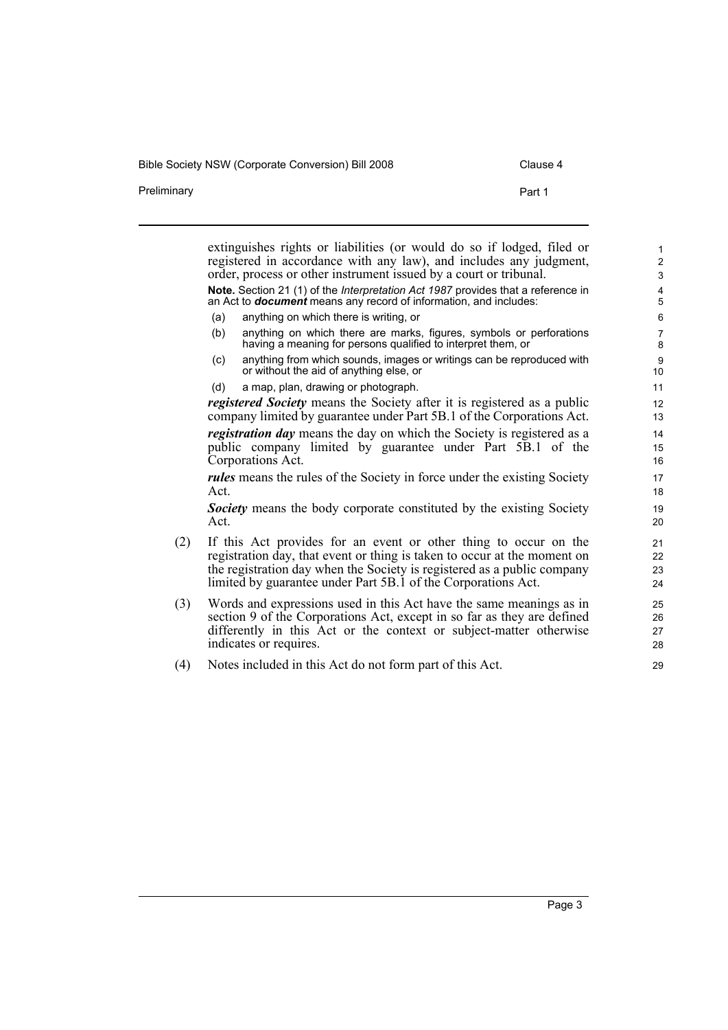extinguishes rights or liabilities (or would do so if lodged, filed or registered in accordance with any law), and includes any judgment, order, process or other instrument issued by a court or tribunal.

**Note.** Section 21 (1) of the *Interpretation Act 1987* provides that a reference in an Act to ***document*** means any record of information, and includes:

(a) anything on which there is writing, or

(b) anything on which there are marks, figures, symbols or perforations having a meaning for persons qualified to interpret them, or

(c) anything from which sounds, images or writings can be reproduced with or without the aid of anything else, or

(d) a map, plan, drawing or photograph.

***registered Society*** means the Society after it is registered as a public company limited by guarantee under Part 5B.1 of the Corporations Act.

***registration day*** means the day on which the Society is registered as a public company limited by guarantee under Part 5B.1 of the Corporations Act.

***rules*** means the rules of the Society in force under the existing Society Act.

***Society*** means the body corporate constituted by the existing Society Act.

(2) If this Act provides for an event or other thing to occur on the registration day, that event or thing is taken to occur at the moment on the registration day when the Society is registered as a public company limited by guarantee under Part 5B.1 of the Corporations Act.

(3) Words and expressions used in this Act have the same meanings as in section 9 of the Corporations Act, except in so far as they are defined differently in this Act or the context or subject-matter otherwise indicates or requires.

(4) Notes included in this Act do not form part of this Act.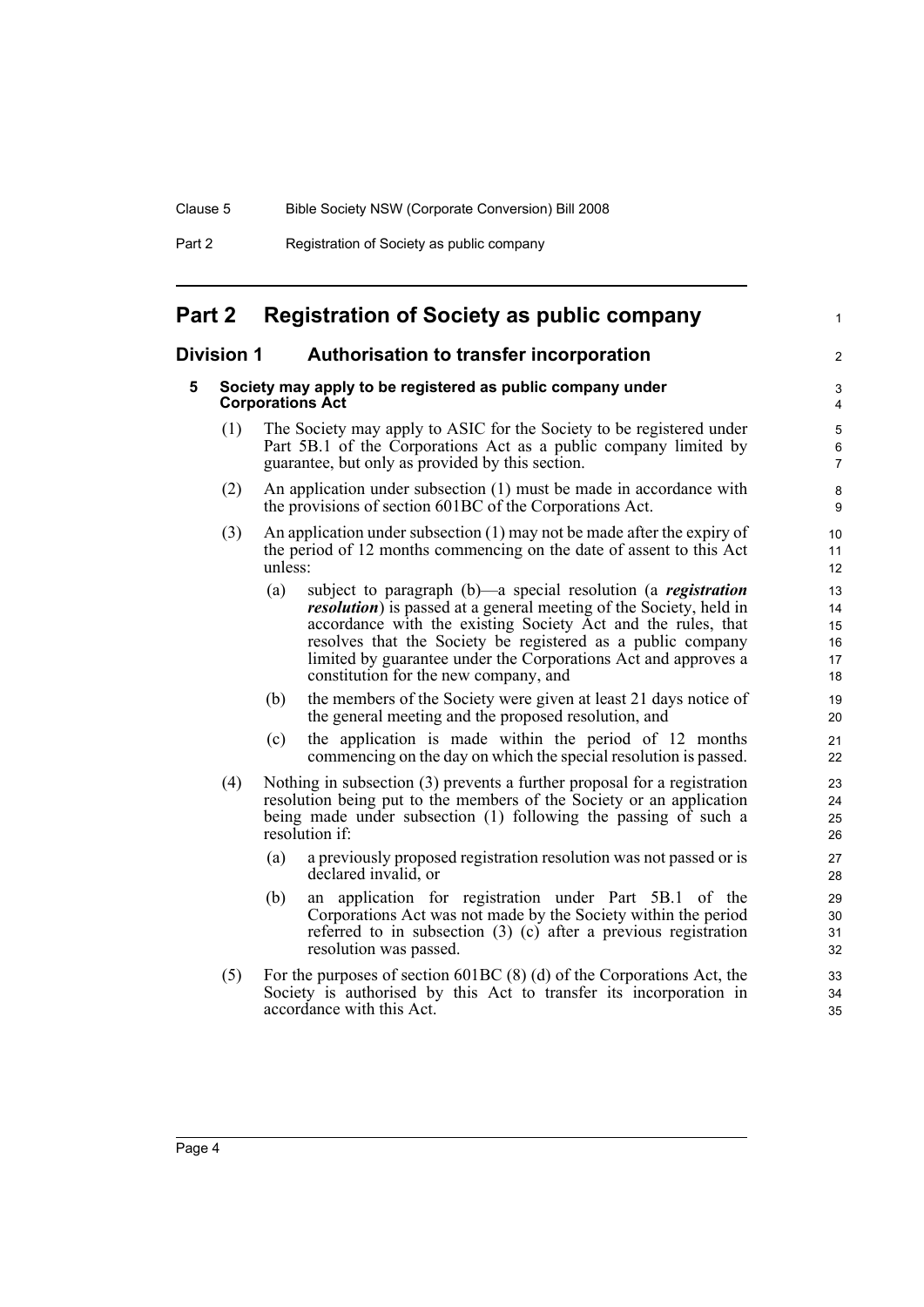# Part 2 Registration of Society as public company

## Division 1 Authorisation to transfer incorporation

### 5 Society may apply to be registered as public company under Corporations Act

(1) The Society may apply to ASIC for the Society to be registered under Part 5B.1 of the Corporations Act as a public company limited by guarantee, but only as provided by this section.

(2) An application under subsection (1) must be made in accordance with the provisions of section 601BC of the Corporations Act.

(3) An application under subsection (1) may not be made after the expiry of the period of 12 months commencing on the date of assent to this Act unless:

- (a) subject to paragraph (b)—a special resolution (a ***registration resolution***) is passed at a general meeting of the Society, held in accordance with the existing Society Act and the rules, that resolves that the Society be registered as a public company limited by guarantee under the Corporations Act and approves a constitution for the new company, and
- (b) the members of the Society were given at least 21 days notice of the general meeting and the proposed resolution, and
- (c) the application is made within the period of 12 months commencing on the day on which the special resolution is passed.

(4) Nothing in subsection (3) prevents a further proposal for a registration resolution being put to the members of the Society or an application being made under subsection (1) following the passing of such a resolution if:

- (a) a previously proposed registration resolution was not passed or is declared invalid, or
- (b) an application for registration under Part 5B.1 of the Corporations Act was not made by the Society within the period referred to in subsection (3) (c) after a previous registration resolution was passed.

(5) For the purposes of section 601BC (8) (d) of the Corporations Act, the Society is authorised by this Act to transfer its incorporation in accordance with this Act.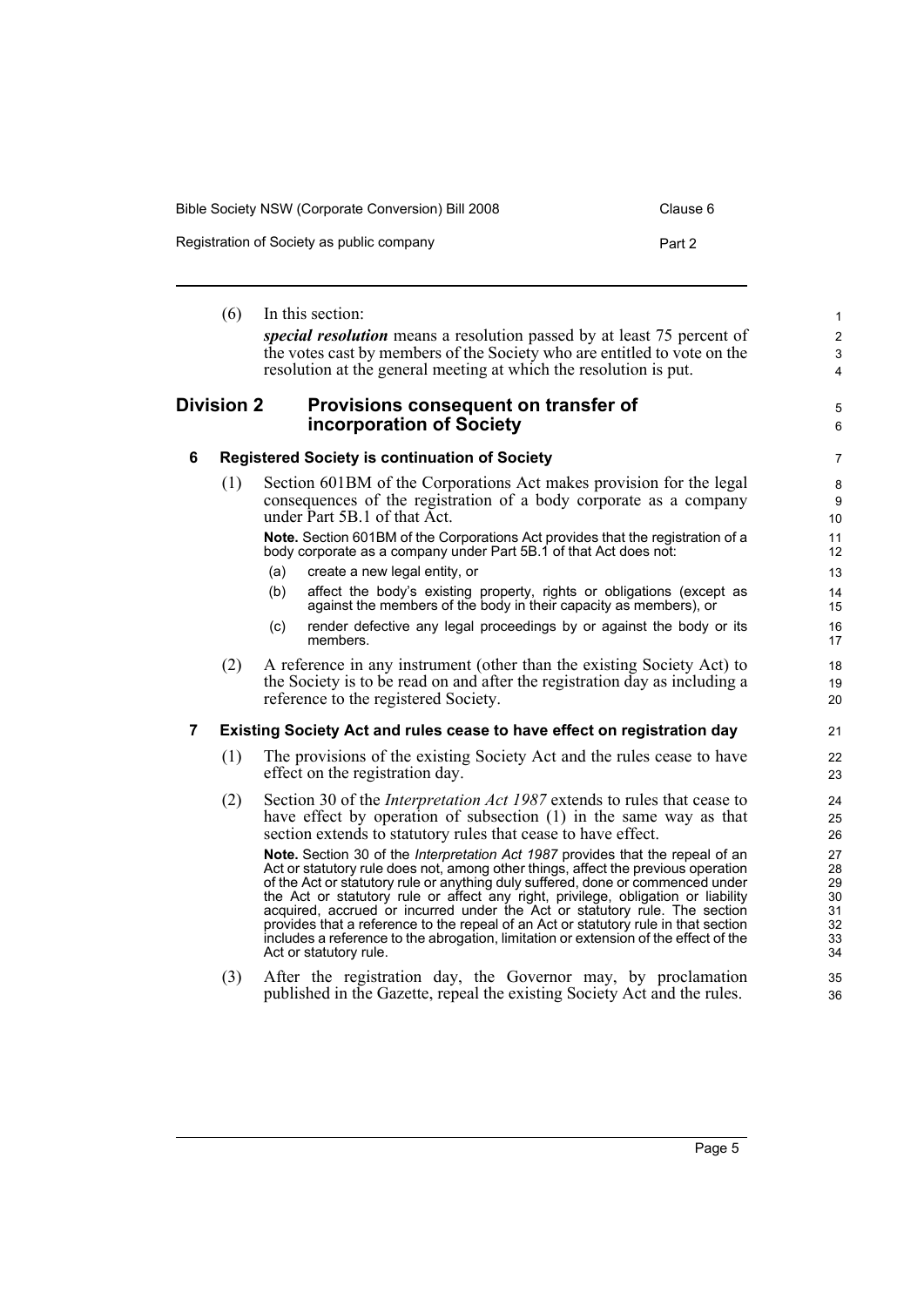(6) In this section:

***special resolution*** means a resolution passed by at least 75 percent of the votes cast by members of the Society who are entitled to vote on the resolution at the general meeting at which the resolution is put.

## Division 2 Provisions consequent on transfer of incorporation of Society

### 6 Registered Society is continuation of Society

(1) Section 601BM of the Corporations Act makes provision for the legal consequences of the registration of a body corporate as a company under Part 5B.1 of that Act.

**Note.** Section 601BM of the Corporations Act provides that the registration of a body corporate as a company under Part 5B.1 of that Act does not:

(a) create a new legal entity, or

(b) affect the body's existing property, rights or obligations (except as against the members of the body in their capacity as members), or

(c) render defective any legal proceedings by or against the body or its members.

(2) A reference in any instrument (other than the existing Society Act) to the Society is to be read on and after the registration day as including a reference to the registered Society.

### 7 Existing Society Act and rules cease to have effect on registration day

(1) The provisions of the existing Society Act and the rules cease to have effect on the registration day.

(2) Section 30 of the *Interpretation Act 1987* extends to rules that cease to have effect by operation of subsection (1) in the same way as that section extends to statutory rules that cease to have effect.

**Note.** Section 30 of the *Interpretation Act 1987* provides that the repeal of an Act or statutory rule does not, among other things, affect the previous operation of the Act or statutory rule or anything duly suffered, done or commenced under the Act or statutory rule or affect any right, privilege, obligation or liability acquired, accrued or incurred under the Act or statutory rule. The section provides that a reference to the repeal of an Act or statutory rule in that section includes a reference to the abrogation, limitation or extension of the effect of the Act or statutory rule.

(3) After the registration day, the Governor may, by proclamation published in the Gazette, repeal the existing Society Act and the rules.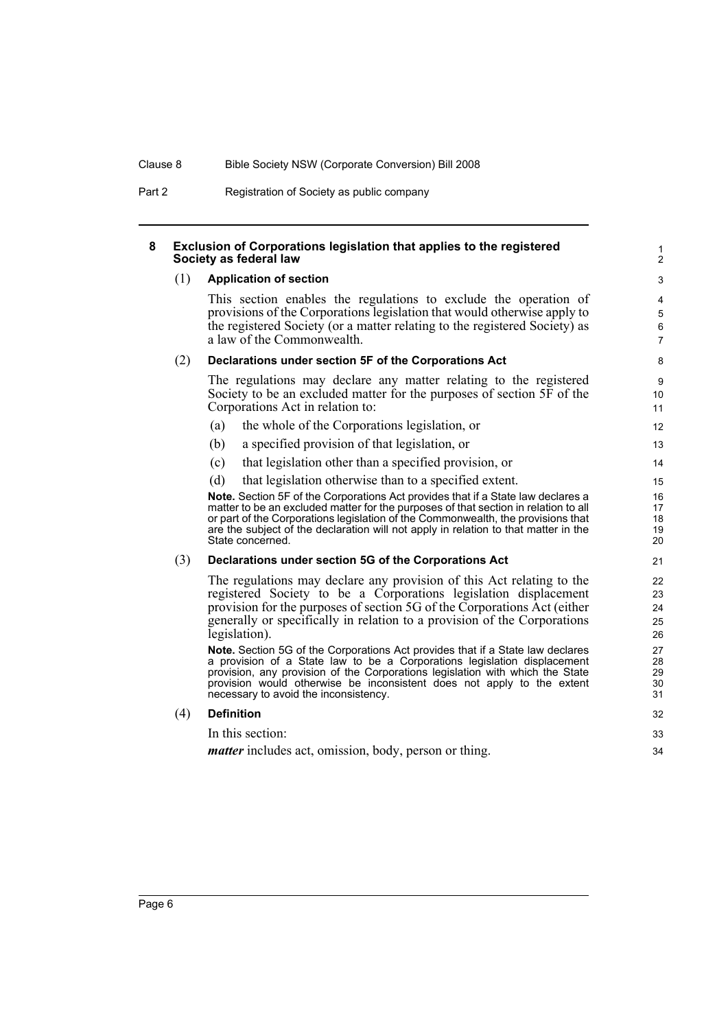## 8 Exclusion of Corporations legislation that applies to the registered Society as federal law

### (1) Application of section

This section enables the regulations to exclude the operation of provisions of the Corporations legislation that would otherwise apply to the registered Society (or a matter relating to the registered Society) as a law of the Commonwealth.

### (2) Declarations under section 5F of the Corporations Act

The regulations may declare any matter relating to the registered Society to be an excluded matter for the purposes of section 5F of the Corporations Act in relation to:

(a) the whole of the Corporations legislation, or

(b) a specified provision of that legislation, or

(c) that legislation other than a specified provision, or

(d) that legislation otherwise than to a specified extent.

**Note.** Section 5F of the Corporations Act provides that if a State law declares a matter to be an excluded matter for the purposes of that section in relation to all or part of the Corporations legislation of the Commonwealth, the provisions that are the subject of the declaration will not apply in relation to that matter in the State concerned.

### (3) Declarations under section 5G of the Corporations Act

The regulations may declare any provision of this Act relating to the registered Society to be a Corporations legislation displacement provision for the purposes of section 5G of the Corporations Act (either generally or specifically in relation to a provision of the Corporations legislation).

**Note.** Section 5G of the Corporations Act provides that if a State law declares a provision of a State law to be a Corporations legislation displacement provision, any provision of the Corporations legislation with which the State provision would otherwise be inconsistent does not apply to the extent necessary to avoid the inconsistency.

### (4) Definition

In this section:

***matter*** includes act, omission, body, person or thing.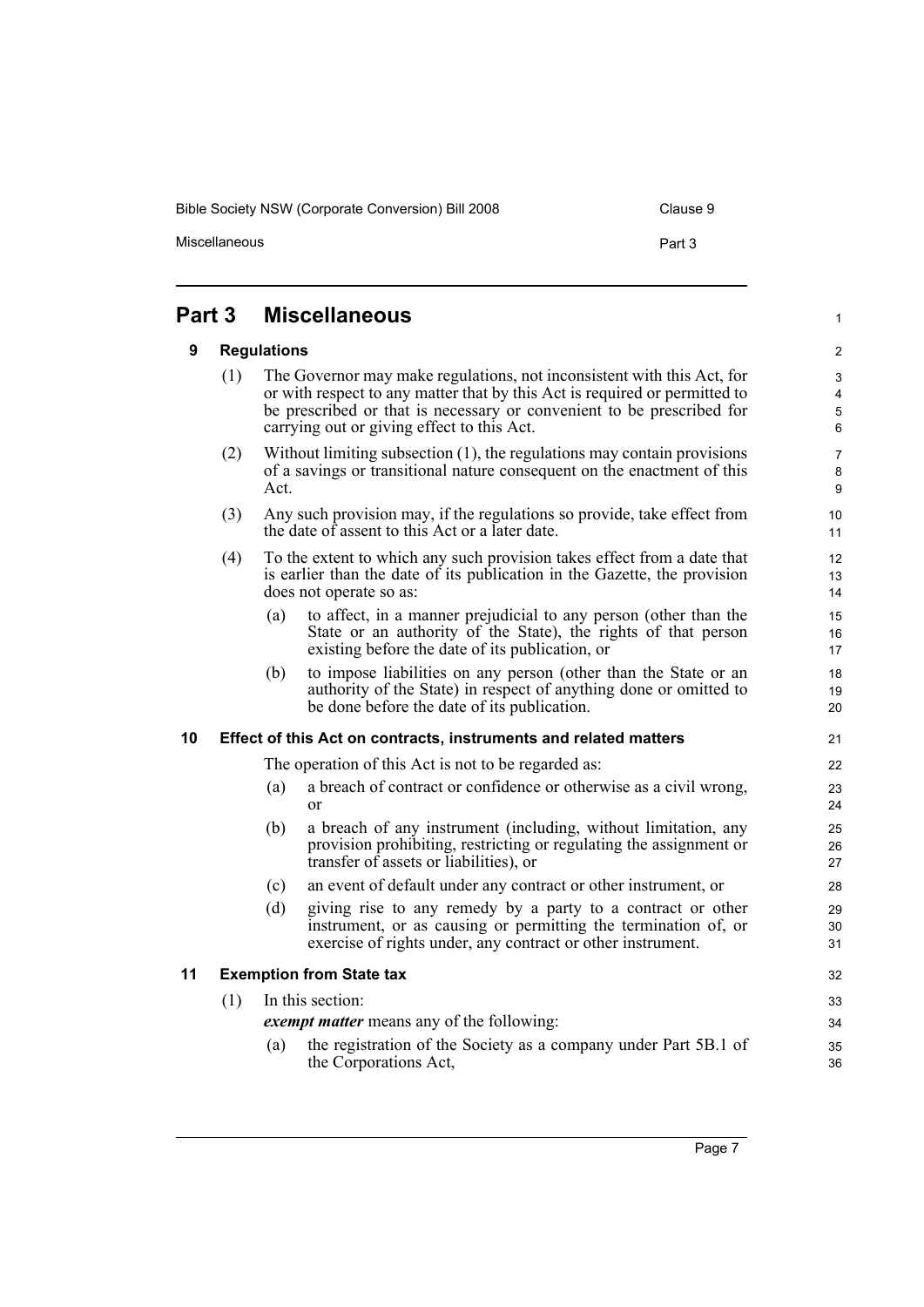# Part 3 Miscellaneous

## 9 Regulations

(1) The Governor may make regulations, not inconsistent with this Act, for or with respect to any matter that by this Act is required or permitted to be prescribed or that is necessary or convenient to be prescribed for carrying out or giving effect to this Act.

(2) Without limiting subsection (1), the regulations may contain provisions of a savings or transitional nature consequent on the enactment of this Act.

(3) Any such provision may, if the regulations so provide, take effect from the date of assent to this Act or a later date.

(4) To the extent to which any such provision takes effect from a date that is earlier than the date of its publication in the Gazette, the provision does not operate so as:

- (a) to affect, in a manner prejudicial to any person (other than the State or an authority of the State), the rights of that person existing before the date of its publication, or
- (b) to impose liabilities on any person (other than the State or an authority of the State) in respect of anything done or omitted to be done before the date of its publication.

## 10 Effect of this Act on contracts, instruments and related matters

The operation of this Act is not to be regarded as:

- (a) a breach of contract or confidence or otherwise as a civil wrong, or
- (b) a breach of any instrument (including, without limitation, any provision prohibiting, restricting or regulating the assignment or transfer of assets or liabilities), or
- (c) an event of default under any contract or other instrument, or
- (d) giving rise to any remedy by a party to a contract or other instrument, or as causing or permitting the termination of, or exercise of rights under, any contract or other instrument.

## 11 Exemption from State tax

(1) In this section:

***exempt matter*** means any of the following:

- (a) the registration of the Society as a company under Part 5B.1 of the Corporations Act,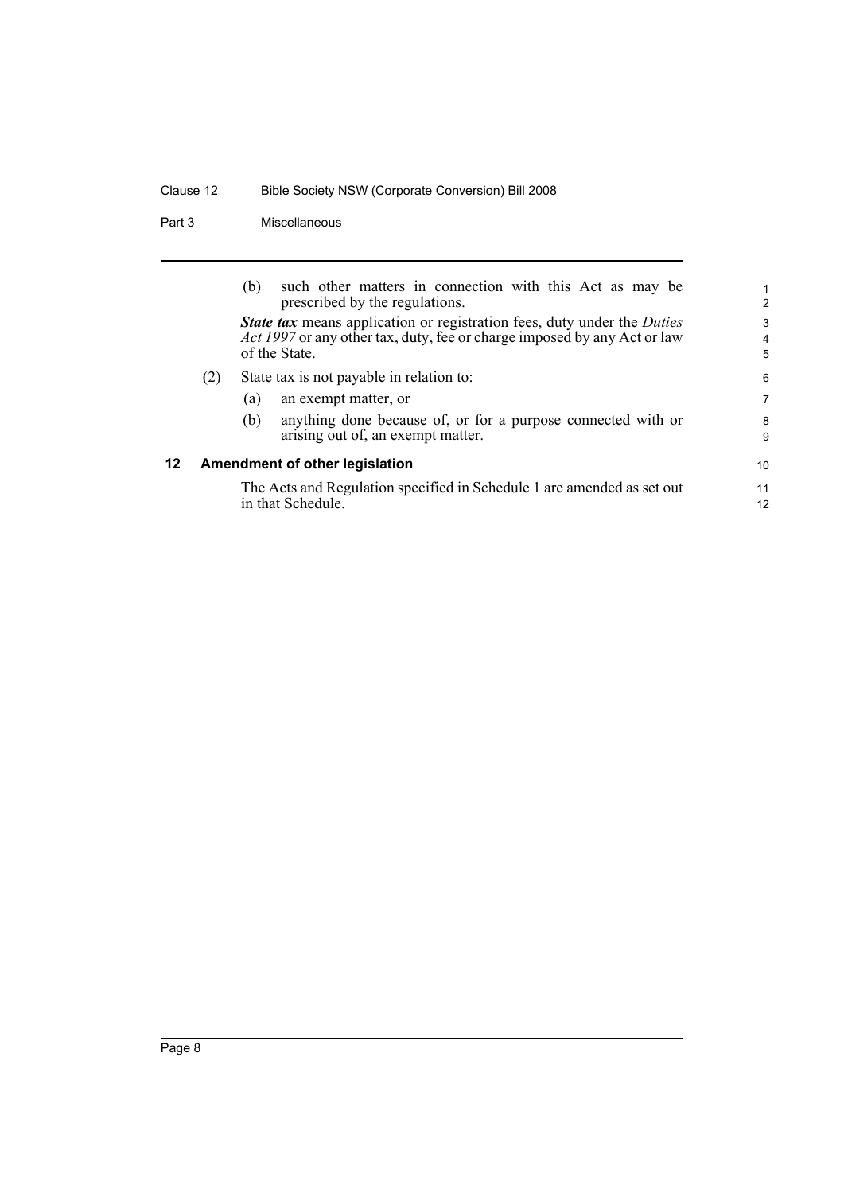(b) such other matters in connection with this Act as may be prescribed by the regulations.

***State tax*** means application or registration fees, duty under the *Duties Act 1997* or any other tax, duty, fee or charge imposed by any Act or law of the State.

(2) State tax is not payable in relation to:

(a) an exempt matter, or

(b) anything done because of, or for a purpose connected with or arising out of, an exempt matter.

### 12 Amendment of other legislation

The Acts and Regulation specified in Schedule 1 are amended as set out in that Schedule.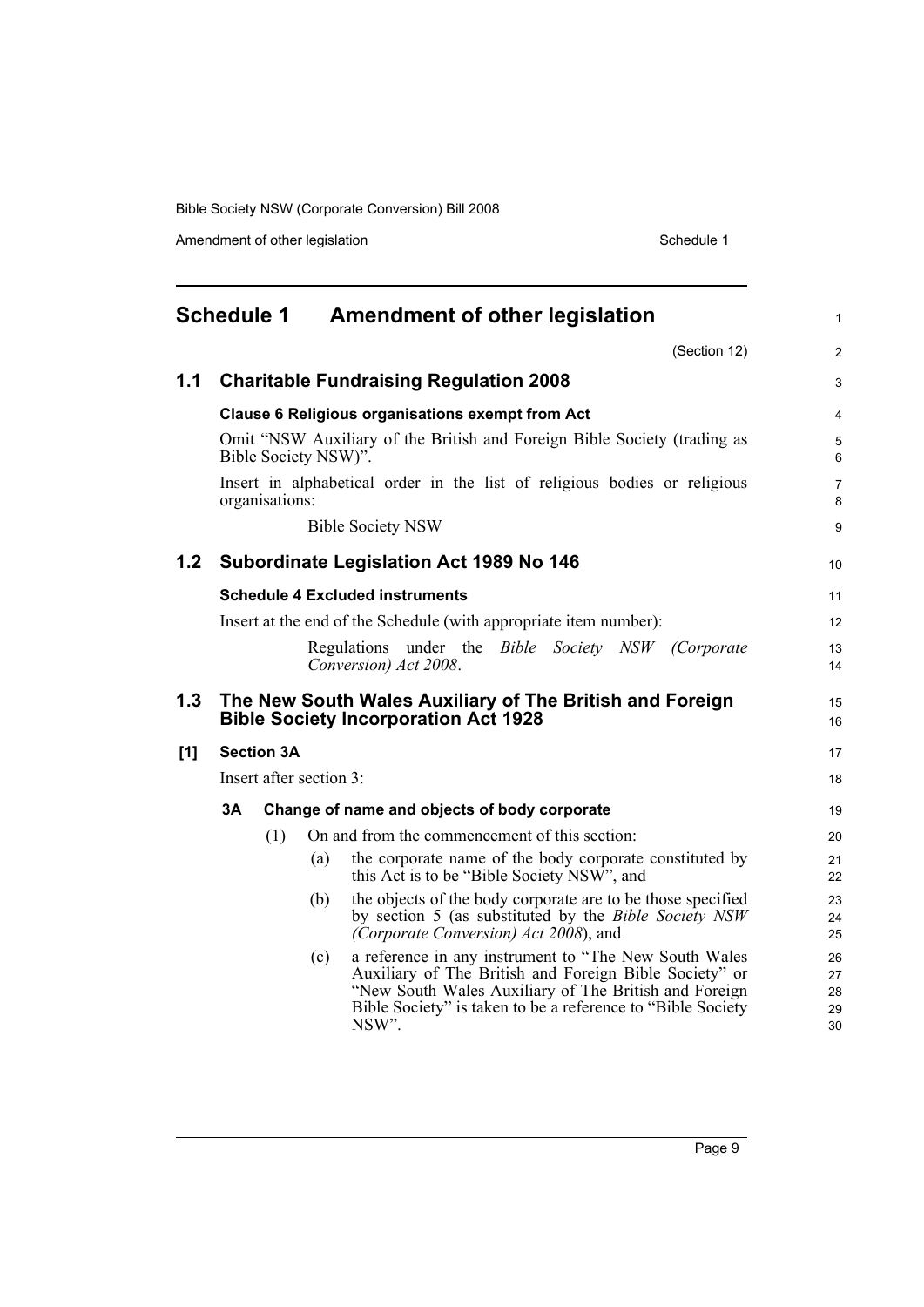## Schedule 1 Amendment of other legislation

(Section 12)

### 1.1 Charitable Fundraising Regulation 2008

**Clause 6 Religious organisations exempt from Act**

Omit "NSW Auxiliary of the British and Foreign Bible Society (trading as Bible Society NSW)".

Insert in alphabetical order in the list of religious bodies or religious organisations:

Bible Society NSW

### 1.2 Subordinate Legislation Act 1989 No 146

**Schedule 4 Excluded instruments**

Insert at the end of the Schedule (with appropriate item number):

Regulations under the *Bible Society NSW (Corporate Conversion) Act 2008*.

### 1.3 The New South Wales Auxiliary of The British and Foreign Bible Society Incorporation Act 1928

**[1] Section 3A**

Insert after section 3:

**3A Change of name and objects of body corporate**

(1) On and from the commencement of this section:

(a) the corporate name of the body corporate constituted by this Act is to be "Bible Society NSW", and

(b) the objects of the body corporate are to be those specified by section 5 (as substituted by the *Bible Society NSW (Corporate Conversion) Act 2008*), and

(c) a reference in any instrument to "The New South Wales Auxiliary of The British and Foreign Bible Society" or "New South Wales Auxiliary of The British and Foreign Bible Society" is taken to be a reference to "Bible Society NSW".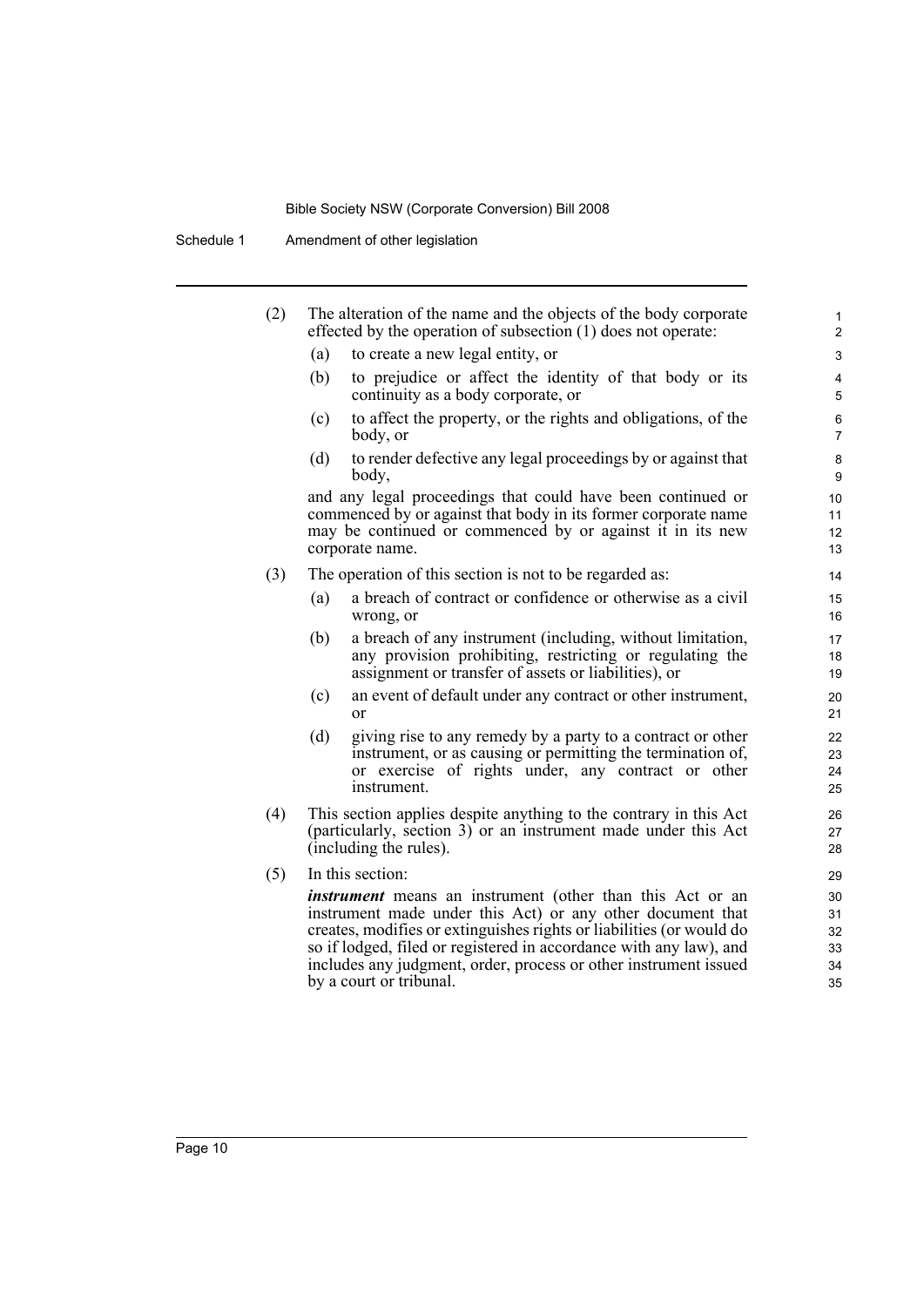(2) The alteration of the name and the objects of the body corporate effected by the operation of subsection (1) does not operate:

(a) to create a new legal entity, or

(b) to prejudice or affect the identity of that body or its continuity as a body corporate, or

(c) to affect the property, or the rights and obligations, of the body, or

(d) to render defective any legal proceedings by or against that body,

and any legal proceedings that could have been continued or commenced by or against that body in its former corporate name may be continued or commenced by or against it in its new corporate name.

(3) The operation of this section is not to be regarded as:

(a) a breach of contract or confidence or otherwise as a civil wrong, or

(b) a breach of any instrument (including, without limitation, any provision prohibiting, restricting or regulating the assignment or transfer of assets or liabilities), or

(c) an event of default under any contract or other instrument, or

(d) giving rise to any remedy by a party to a contract or other instrument, or as causing or permitting the termination of, or exercise of rights under, any contract or other instrument.

(4) This section applies despite anything to the contrary in this Act (particularly, section 3) or an instrument made under this Act (including the rules).

(5) In this section:

***instrument*** means an instrument (other than this Act or an instrument made under this Act) or any other document that creates, modifies or extinguishes rights or liabilities (or would do so if lodged, filed or registered in accordance with any law), and includes any judgment, order, process or other instrument issued by a court or tribunal.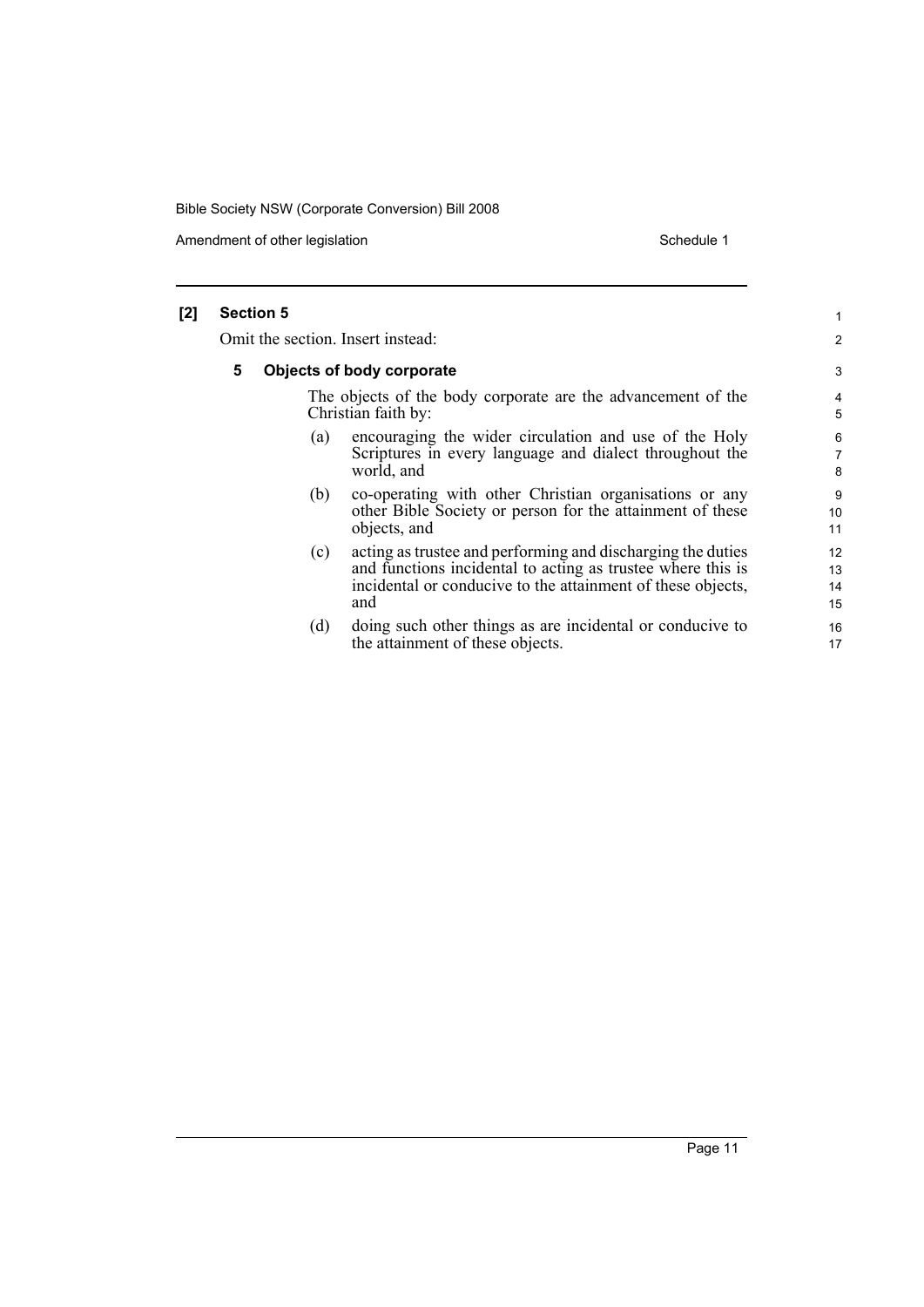**[2] Section 5**

Omit the section. Insert instead:

**5 Objects of body corporate**

The objects of the body corporate are the advancement of the Christian faith by:

(a) encouraging the wider circulation and use of the Holy Scriptures in every language and dialect throughout the world, and

(b) co-operating with other Christian organisations or any other Bible Society or person for the attainment of these objects, and

(c) acting as trustee and performing and discharging the duties and functions incidental to acting as trustee where this is incidental or conducive to the attainment of these objects, and

(d) doing such other things as are incidental or conducive to the attainment of these objects.